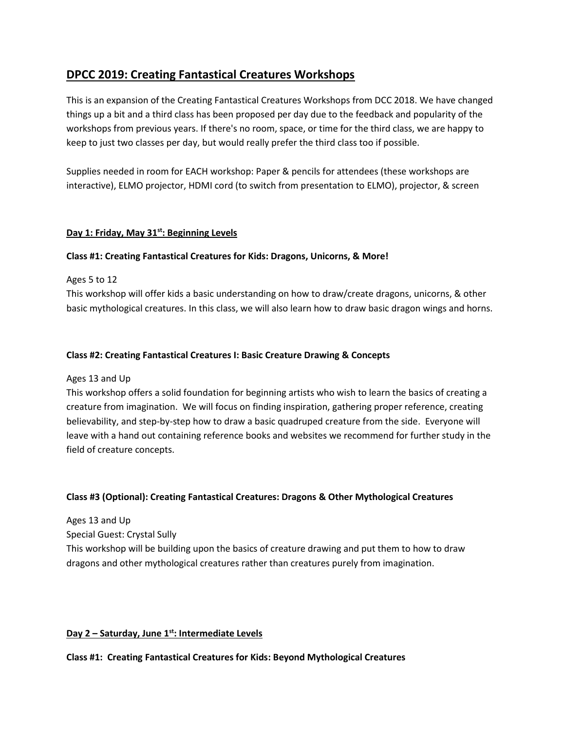# DPCC 2019: Creating Fantastical Creatures Workshops

This is an expansion of the Creating Fantastical Creatures Workshops from DCC 2018. We have changed things up a bit and a third class has been proposed per day due to the feedback and popularity of the workshops from previous years. If there's no room, space, or time for the third class, we are happy to keep to just two classes per day, but would really prefer the third class too if possible.

Supplies needed in room for EACH workshop: Paper & pencils for attendees (these workshops are interactive), ELMO projector, HDMI cord (to switch from presentation to ELMO), projector, & screen

## Day 1: Friday, May 31st: Beginning Levels

### Class #1: Creating Fantastical Creatures for Kids: Dragons, Unicorns, & More!

Ages 5 to 12

This workshop will offer kids a basic understanding on how to draw/create dragons, unicorns, & other basic mythological creatures. In this class, we will also learn how to draw basic dragon wings and horns.

### Class #2: Creating Fantastical Creatures I: Basic Creature Drawing & Concepts

Ages 13 and Up

This workshop offers a solid foundation for beginning artists who wish to learn the basics of creating a creature from imagination. We will focus on finding inspiration, gathering proper reference, creating believability, and step-by-step how to draw a basic quadruped creature from the side. Everyone will leave with a hand out containing reference books and websites we recommend for further study in the field of creature concepts.

### Class #3 (Optional): Creating Fantastical Creatures: Dragons & Other Mythological Creatures

Ages 13 and Up

Special Guest: Crystal Sully

This workshop will be building upon the basics of creature drawing and put them to how to draw dragons and other mythological creatures rather than creatures purely from imagination.

## Day 2 – Saturday, June 1st: Intermediate Levels

### Class #1: Creating Fantastical Creatures for Kids: Beyond Mythological Creatures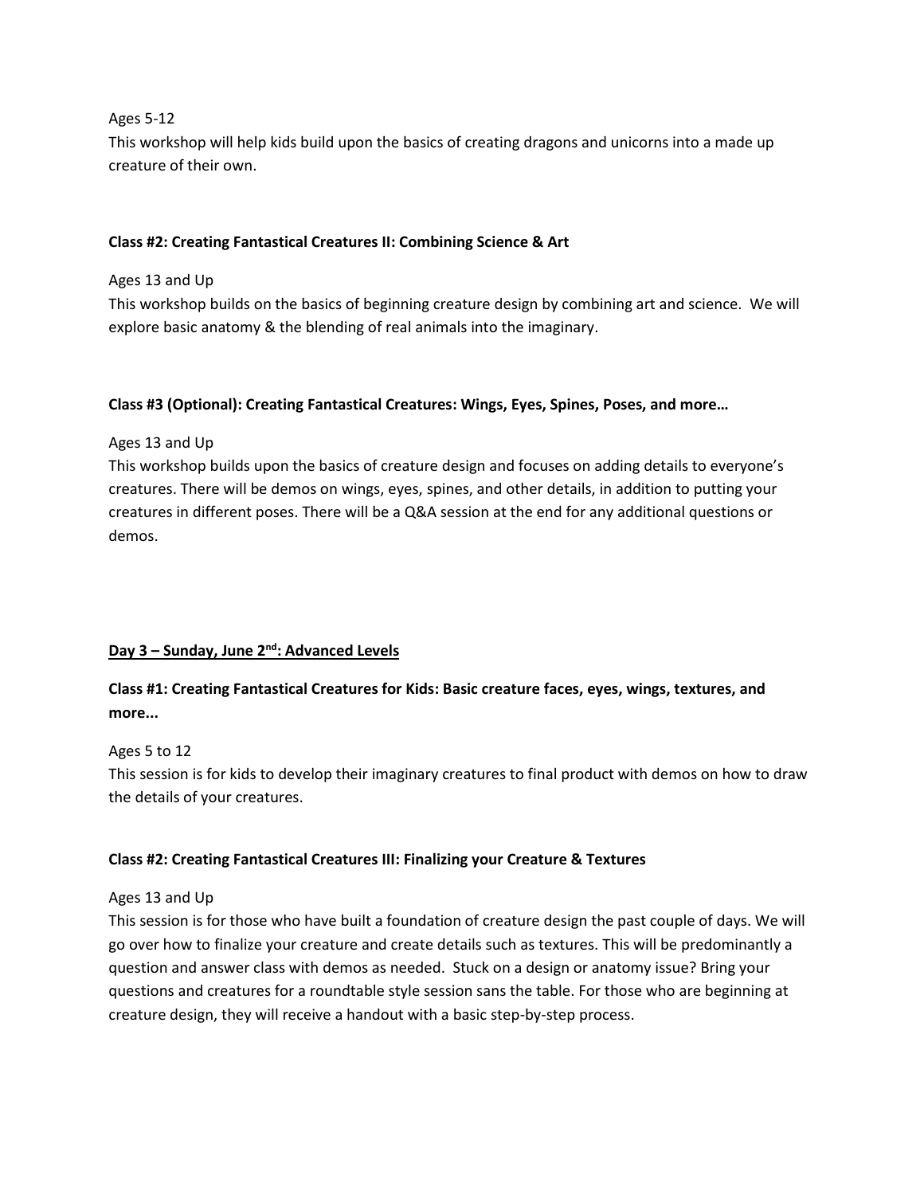Ages 5-12

This workshop will help kids build upon the basics of creating dragons and unicorns into a made up creature of their own.

**Class #2: Creating Fantastical Creatures II: Combining Science & Art**

Ages 13 and Up

This workshop builds on the basics of beginning creature design by combining art and science. We will explore basic anatomy & the blending of real animals into the imaginary.

**Class #3 (Optional): Creating Fantastical Creatures: Wings, Eyes, Spines, Poses, and more…**

Ages 13 and Up

This workshop builds upon the basics of creature design and focuses on adding details to everyone's creatures. There will be demos on wings, eyes, spines, and other details, in addition to putting your creatures in different poses. There will be a Q&A session at the end for any additional questions or demos.

## Day 3 – Sunday, June 2nd: Advanced Levels

**Class #1: Creating Fantastical Creatures for Kids: Basic creature faces, eyes, wings, textures, and more...**

Ages 5 to 12

This session is for kids to develop their imaginary creatures to final product with demos on how to draw the details of your creatures.

**Class #2: Creating Fantastical Creatures III: Finalizing your Creature & Textures**

Ages 13 and Up

This session is for those who have built a foundation of creature design the past couple of days. We will go over how to finalize your creature and create details such as textures. This will be predominantly a question and answer class with demos as needed. Stuck on a design or anatomy issue? Bring your questions and creatures for a roundtable style session sans the table. For those who are beginning at creature design, they will receive a handout with a basic step-by-step process.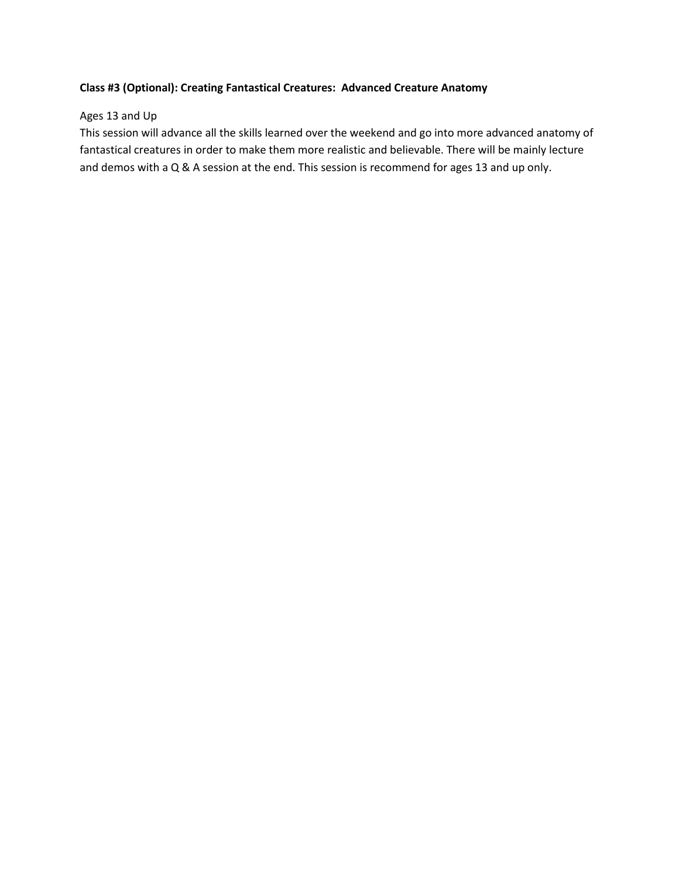**Class #3 (Optional): Creating Fantastical Creatures: Advanced Creature Anatomy**

Ages 13 and Up

This session will advance all the skills learned over the weekend and go into more advanced anatomy of fantastical creatures in order to make them more realistic and believable. There will be mainly lecture and demos with a Q & A session at the end. This session is recommend for ages 13 and up only.